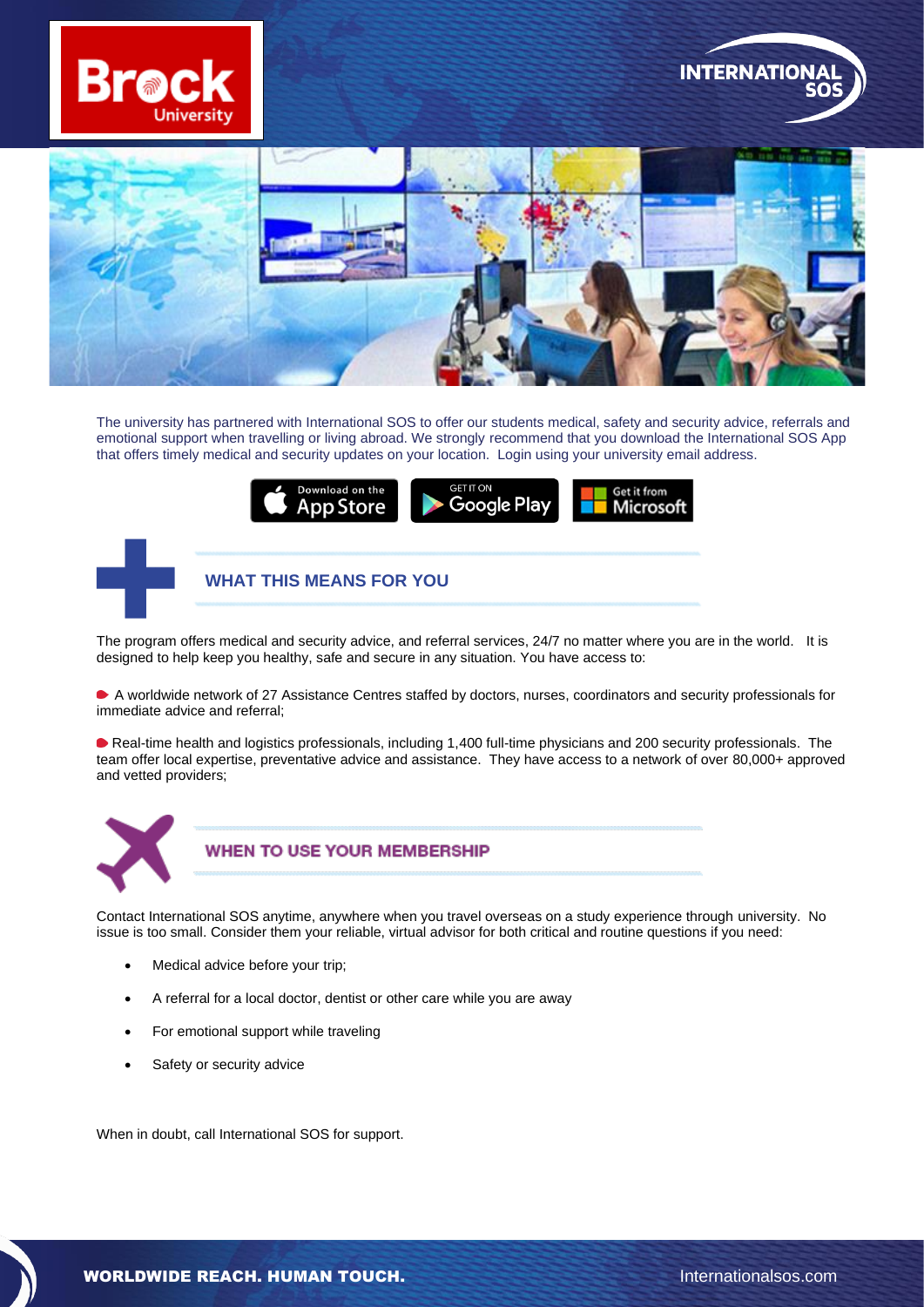The university has partnered with International SOS to offer our students medical, safety and security advice, referrals and emotional support when travelling or living abroad. We strongly recommend that you download the International SOS App that offers timely medical and security updates on your location. Login using your university email address.

## WHAT THIS MEANS FOR YOU

The program offers medical and security advice, and referral services, 24/7 no matter where you are in the world. It is designed to help keep you healthy, safe and secure in any situation. You have access to:

- A worldwide network of 27 Assistance Centres staffed by doctors, nurses, coordinators and security professionals for immediate advice and referral;
- Real-time health and logistics professionals, including 1,400 full-time physicians and 200 security professionals. The team offer local expertise, preventative advice and assistance. They have access to a network of over 80,000+ approved and vetted providers;

## WHEN TO USE YOUR MEMBERSHIP

Contact International SOS anytime, anywhere when you travel overseas on a study experience through university. No issue is too small. Consider them your reliable, virtual advisor for both critical and routine questions if you need:

- Medical advice before your trip;
- A referral for a local doctor, dentist or other care while you are away
- For emotional support while traveling
- Safety or security advice

When in doubt, call International SOS for support.

**WORLDWIDE REACH. HUMAN TOUCH.** Internationalsos.com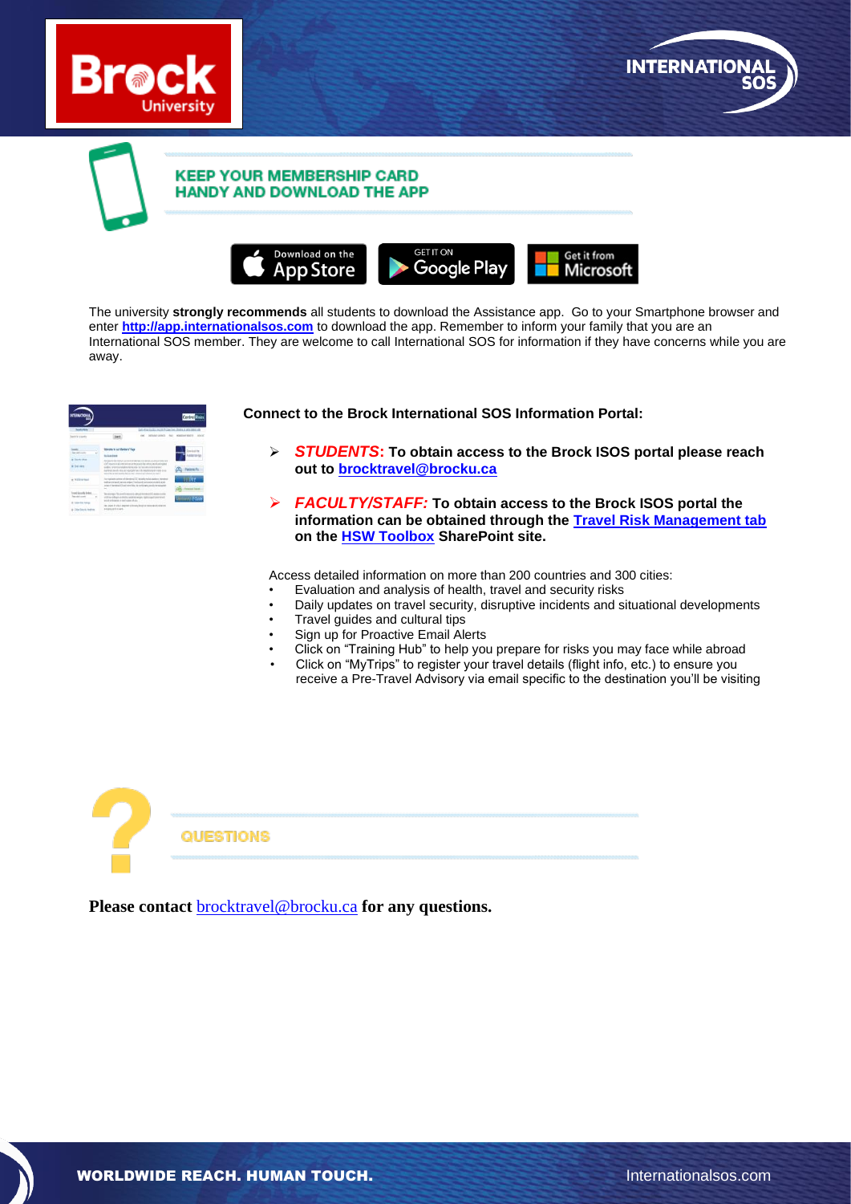## KEEP YOUR MEMBERSHIP CARD HANDY AND DOWNLOAD THE APP

The university **strongly recommends** all students to download the Assistance app. Go to your Smartphone browser and enter **http://app.internationalsos.com** to download the app. Remember to inform your family that you are an International SOS member. They are welcome to call International SOS for information if they have concerns while you are away.

**Connect to the Brock International SOS Information Portal:**

- ***STUDENTS*: To obtain access to the Brock ISOS portal please reach out to brocktravel@brocku.ca**
- ***FACULTY/STAFF:* To obtain access to the Brock ISOS portal the information can be obtained through the Travel Risk Management tab on the HSW Toolbox SharePoint site.**

Access detailed information on more than 200 countries and 300 cities:

- Evaluation and analysis of health, travel and security risks
- Daily updates on travel security, disruptive incidents and situational developments
- Travel guides and cultural tips
- Sign up for Proactive Email Alerts
- Click on "Training Hub" to help you prepare for risks you may face while abroad
- Click on "MyTrips" to register your travel details (flight info, etc.) to ensure you receive a Pre-Travel Advisory via email specific to the destination you'll be visiting

## QUESTIONS

**Please contact** brocktravel@brocku.ca **for any questions.**